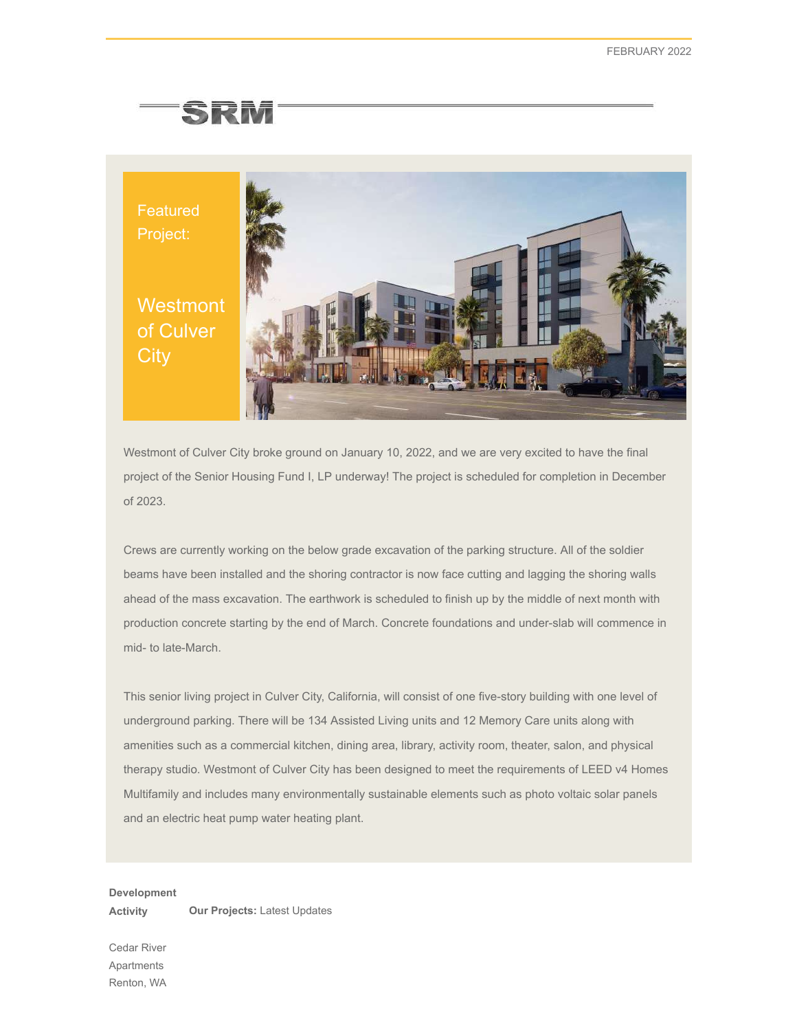FEBRUARY 2022

# SRM

## Featured Project:

## Westmont of Culver City

Westmont of Culver City broke ground on January 10, 2022, and we are very excited to have the final project of the Senior Housing Fund I, LP underway! The project is scheduled for completion in December of 2023.

Crews are currently working on the below grade excavation of the parking structure. All of the soldier beams have been installed and the shoring contractor is now face cutting and lagging the shoring walls ahead of the mass excavation. The earthwork is scheduled to finish up by the middle of next month with production concrete starting by the end of March. Concrete foundations and under-slab will commence in mid- to late-March.

This senior living project in Culver City, California, will consist of one five-story building with one level of underground parking. There will be 134 Assisted Living units and 12 Memory Care units along with amenities such as a commercial kitchen, dining area, library, activity room, theater, salon, and physical therapy studio. Westmont of Culver City has been designed to meet the requirements of LEED v4 Homes Multifamily and includes many environmentally sustainable elements such as photo voltaic solar panels and an electric heat pump water heating plant.

**Development Activity**

**Our Projects:** Latest Updates

Cedar River Apartments
Renton, WA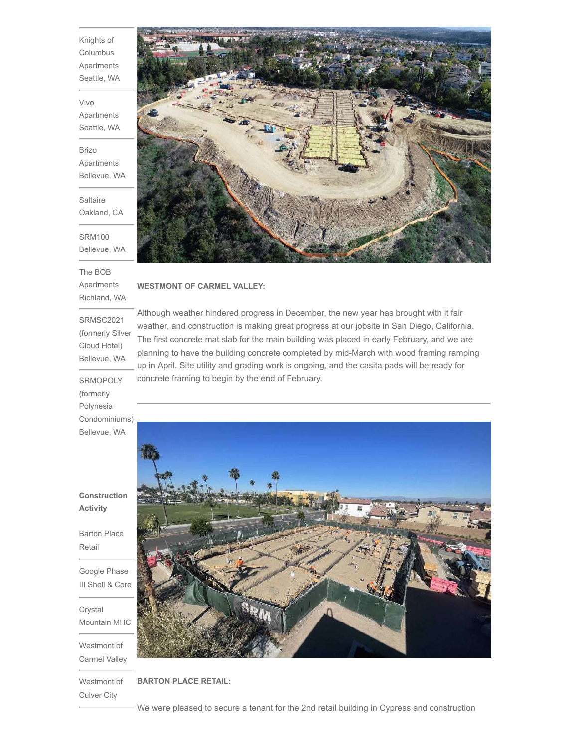Knights of Columbus Apartments
Seattle, WA

Vivo Apartments
Seattle, WA

Brizo Apartments
Bellevue, WA

Saltaire
Oakland, CA

SRM100
Bellevue, WA

The BOB Apartments
Richland, WA

SRMSC2021 (formerly Silver Cloud Hotel)
Bellevue, WA

SRMOPOLY (formerly Polynesia Condominiums)
Bellevue, WA

**Construction Activity**

Barton Place Retail

Google Phase III Shell & Core

Crystal Mountain MHC

Westmont of Carmel Valley

Westmont of Culver City

---

**WESTMONT OF CARMEL VALLEY:**

Although weather hindered progress in December, the new year has brought with it fair weather, and construction is making great progress at our jobsite in San Diego, California. The first concrete mat slab for the main building was placed in early February, and we are planning to have the building concrete completed by mid-March with wood framing ramping up in April. Site utility and grading work is ongoing, and the casita pads will be ready for concrete framing to begin by the end of February.

---

**BARTON PLACE RETAIL:**

We were pleased to secure a tenant for the 2nd retail building in Cypress and construction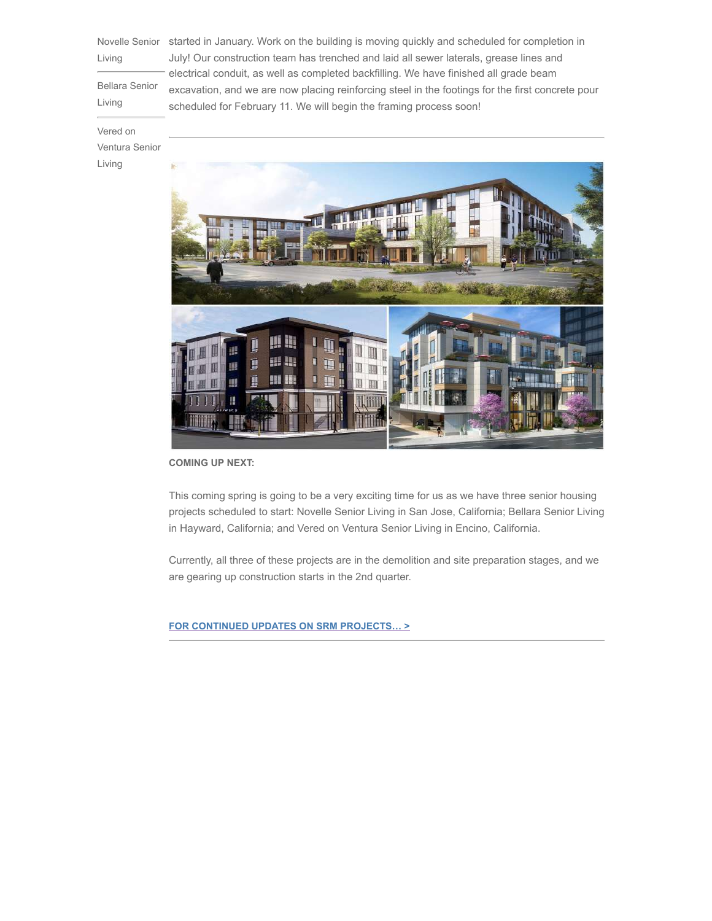Novelle Senior Living

Bellara Senior Living

Vered on Ventura Senior Living

started in January. Work on the building is moving quickly and scheduled for completion in July! Our construction team has trenched and laid all sewer laterals, grease lines and electrical conduit, as well as completed backfilling. We have finished all grade beam excavation, and we are now placing reinforcing steel in the footings for the first concrete pour scheduled for February 11. We will begin the framing process soon!

---

**COMING UP NEXT:**

This coming spring is going to be a very exciting time for us as we have three senior housing projects scheduled to start: Novelle Senior Living in San Jose, California; Bellara Senior Living in Hayward, California; and Vered on Ventura Senior Living in Encino, California.

Currently, all three of these projects are in the demolition and site preparation stages, and we are gearing up construction starts in the 2nd quarter.

**FOR CONTINUED UPDATES ON SRM PROJECTS... >**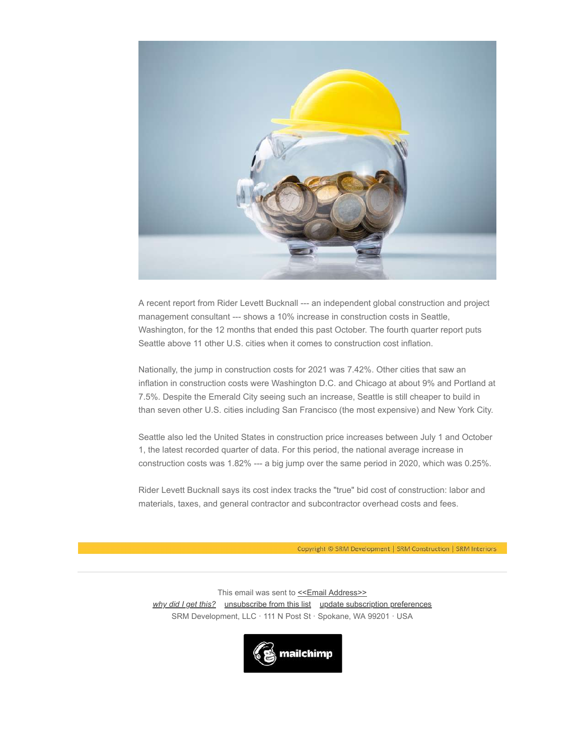A recent report from Rider Levett Bucknall --- an independent global construction and project management consultant --- shows a 10% increase in construction costs in Seattle, Washington, for the 12 months that ended this past October. The fourth quarter report puts Seattle above 11 other U.S. cities when it comes to construction cost inflation.

Nationally, the jump in construction costs for 2021 was 7.42%. Other cities that saw an inflation in construction costs were Washington D.C. and Chicago at about 9% and Portland at 7.5%. Despite the Emerald City seeing such an increase, Seattle is still cheaper to build in than seven other U.S. cities including San Francisco (the most expensive) and New York City.

Seattle also led the United States in construction price increases between July 1 and October 1, the latest recorded quarter of data. For this period, the national average increase in construction costs was 1.82% --- a big jump over the same period in 2020, which was 0.25%.

Rider Levett Bucknall says its cost index tracks the "true" bid cost of construction: labor and materials, taxes, and general contractor and subcontractor overhead costs and fees.

Copyright © SRM Development | SRM Construction | SRM Interiors

This email was sent to <<Email Address>>

*why did I get this?* unsubscribe from this list update subscription preferences

SRM Development, LLC · 111 N Post St · Spokane, WA 99201 · USA